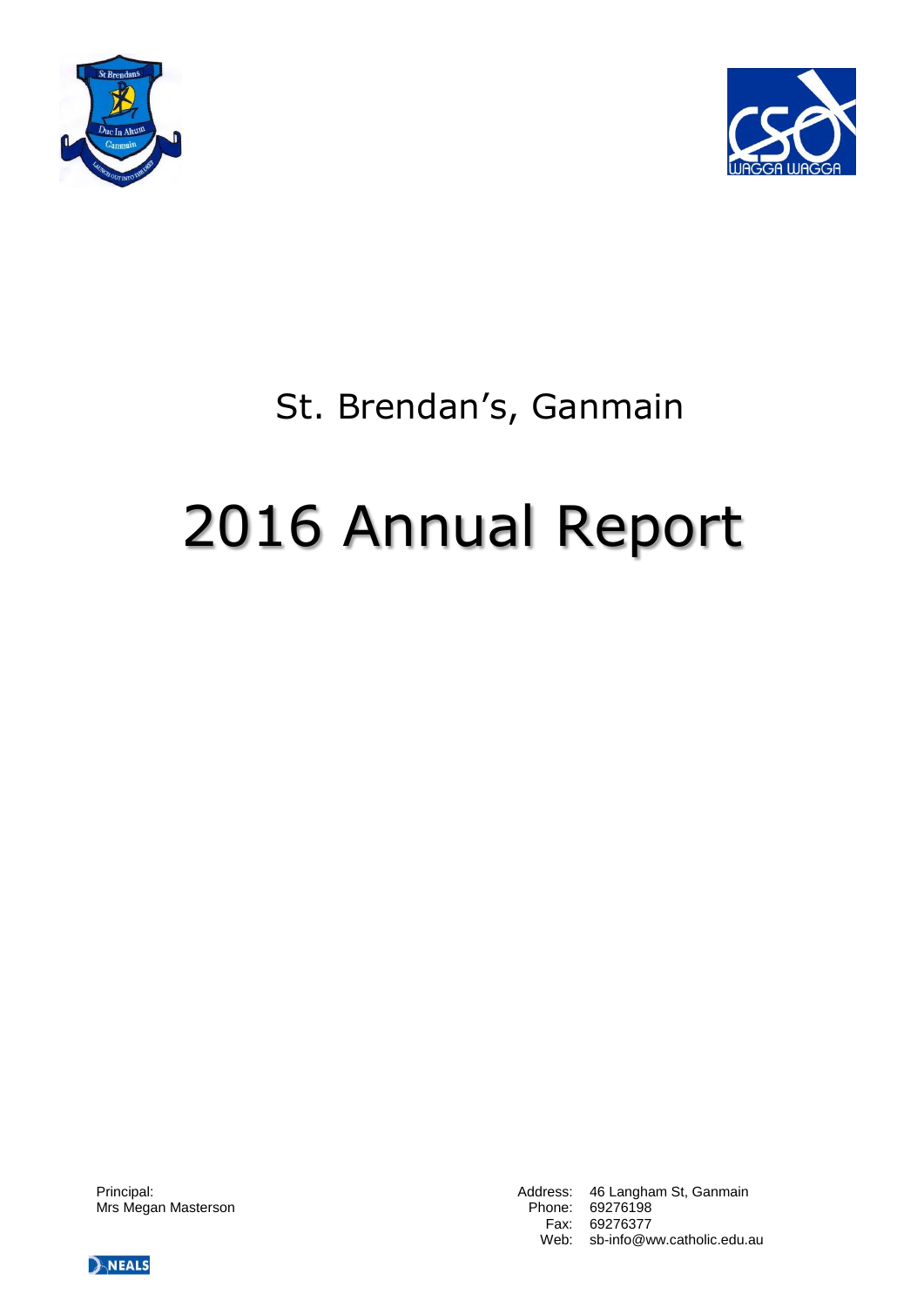# St. Brendan's, Ganmain

# 2016 Annual Report

Principal:
Mrs Megan Masterson

Address: 46 Langham St, Ganmain
Phone: 69276198
Fax: 69276377
Web: sb-info@ww.catholic.edu.au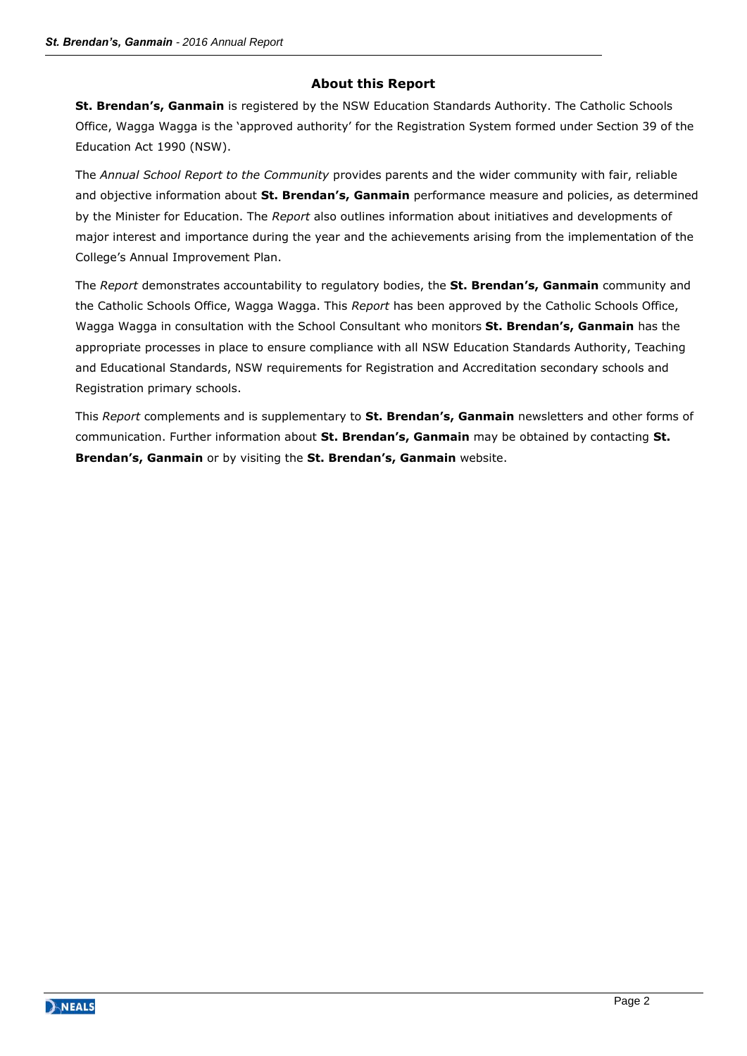## About this Report

**St. Brendan's, Ganmain** is registered by the NSW Education Standards Authority. The Catholic Schools Office, Wagga Wagga is the 'approved authority' for the Registration System formed under Section 39 of the Education Act 1990 (NSW).

The *Annual School Report to the Community* provides parents and the wider community with fair, reliable and objective information about **St. Brendan's, Ganmain** performance measure and policies, as determined by the Minister for Education. The *Report* also outlines information about initiatives and developments of major interest and importance during the year and the achievements arising from the implementation of the College's Annual Improvement Plan.

The *Report* demonstrates accountability to regulatory bodies, the **St. Brendan's, Ganmain** community and the Catholic Schools Office, Wagga Wagga. This *Report* has been approved by the Catholic Schools Office, Wagga Wagga in consultation with the School Consultant who monitors **St. Brendan's, Ganmain** has the appropriate processes in place to ensure compliance with all NSW Education Standards Authority, Teaching and Educational Standards, NSW requirements for Registration and Accreditation secondary schools and Registration primary schools.

This *Report* complements and is supplementary to **St. Brendan's, Ganmain** newsletters and other forms of communication. Further information about **St. Brendan's, Ganmain** may be obtained by contacting **St. Brendan's, Ganmain** or by visiting the **St. Brendan's, Ganmain** website.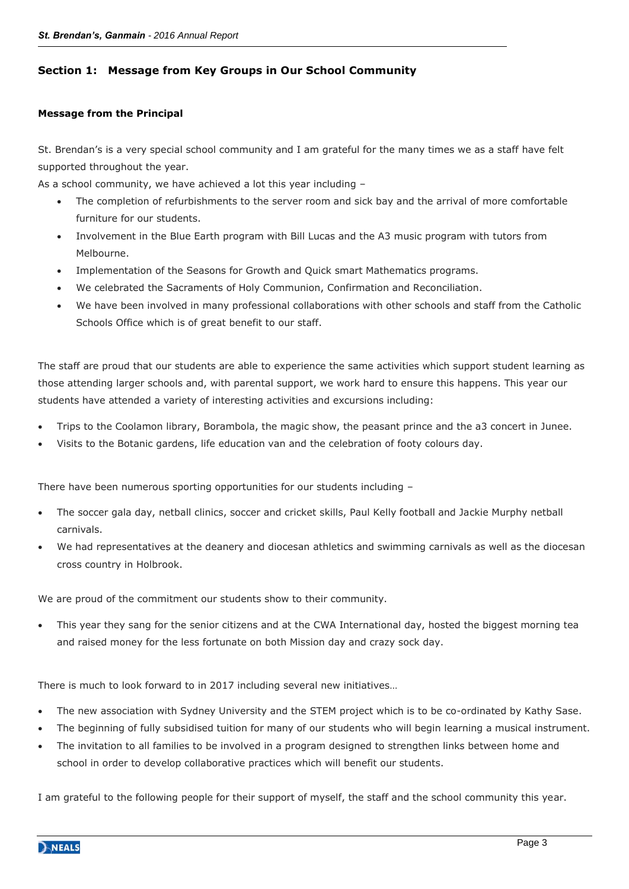## Section 1: Message from Key Groups in Our School Community

### Message from the Principal

St. Brendan's is a very special school community and I am grateful for the many times we as a staff have felt supported throughout the year.

As a school community, we have achieved a lot this year including –

- The completion of refurbishments to the server room and sick bay and the arrival of more comfortable furniture for our students.
- Involvement in the Blue Earth program with Bill Lucas and the A3 music program with tutors from Melbourne.
- Implementation of the Seasons for Growth and Quick smart Mathematics programs.
- We celebrated the Sacraments of Holy Communion, Confirmation and Reconciliation.
- We have been involved in many professional collaborations with other schools and staff from the Catholic Schools Office which is of great benefit to our staff.

The staff are proud that our students are able to experience the same activities which support student learning as those attending larger schools and, with parental support, we work hard to ensure this happens. This year our students have attended a variety of interesting activities and excursions including:

- Trips to the Coolamon library, Borambola, the magic show, the peasant prince and the a3 concert in Junee.
- Visits to the Botanic gardens, life education van and the celebration of footy colours day.

There have been numerous sporting opportunities for our students including –

- The soccer gala day, netball clinics, soccer and cricket skills, Paul Kelly football and Jackie Murphy netball carnivals.
- We had representatives at the deanery and diocesan athletics and swimming carnivals as well as the diocesan cross country in Holbrook.

We are proud of the commitment our students show to their community.

- This year they sang for the senior citizens and at the CWA International day, hosted the biggest morning tea and raised money for the less fortunate on both Mission day and crazy sock day.

There is much to look forward to in 2017 including several new initiatives…

- The new association with Sydney University and the STEM project which is to be co-ordinated by Kathy Sase.
- The beginning of fully subsidised tuition for many of our students who will begin learning a musical instrument.
- The invitation to all families to be involved in a program designed to strengthen links between home and school in order to develop collaborative practices which will benefit our students.

I am grateful to the following people for their support of myself, the staff and the school community this year.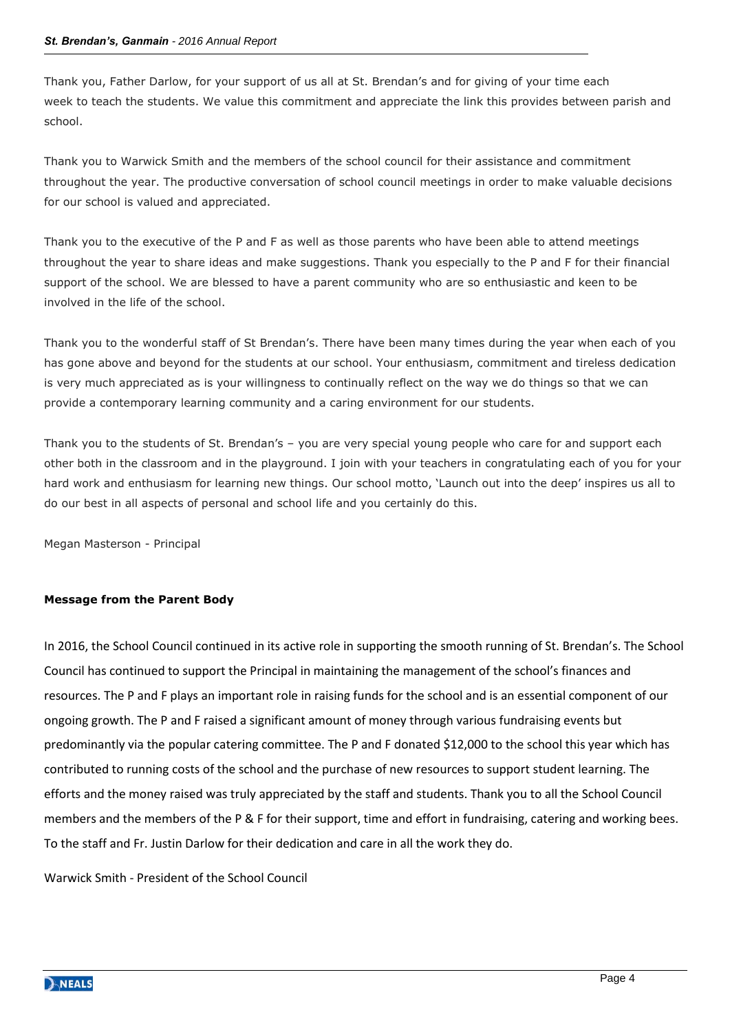Thank you, Father Darlow, for your support of us all at St. Brendan's and for giving of your time each week to teach the students. We value this commitment and appreciate the link this provides between parish and school.

Thank you to Warwick Smith and the members of the school council for their assistance and commitment throughout the year. The productive conversation of school council meetings in order to make valuable decisions for our school is valued and appreciated.

Thank you to the executive of the P and F as well as those parents who have been able to attend meetings throughout the year to share ideas and make suggestions. Thank you especially to the P and F for their financial support of the school. We are blessed to have a parent community who are so enthusiastic and keen to be involved in the life of the school.

Thank you to the wonderful staff of St Brendan's. There have been many times during the year when each of you has gone above and beyond for the students at our school. Your enthusiasm, commitment and tireless dedication is very much appreciated as is your willingness to continually reflect on the way we do things so that we can provide a contemporary learning community and a caring environment for our students.

Thank you to the students of St. Brendan's – you are very special young people who care for and support each other both in the classroom and in the playground. I join with your teachers in congratulating each of you for your hard work and enthusiasm for learning new things. Our school motto, 'Launch out into the deep' inspires us all to do our best in all aspects of personal and school life and you certainly do this.

Megan Masterson - Principal

**Message from the Parent Body**

In 2016, the School Council continued in its active role in supporting the smooth running of St. Brendan's. The School Council has continued to support the Principal in maintaining the management of the school's finances and resources. The P and F plays an important role in raising funds for the school and is an essential component of our ongoing growth. The P and F raised a significant amount of money through various fundraising events but predominantly via the popular catering committee. The P and F donated $12,000 to the school this year which has contributed to running costs of the school and the purchase of new resources to support student learning. The efforts and the money raised was truly appreciated by the staff and students. Thank you to all the School Council members and the members of the P & F for their support, time and effort in fundraising, catering and working bees. To the staff and Fr. Justin Darlow for their dedication and care in all the work they do.

Warwick Smith - President of the School Council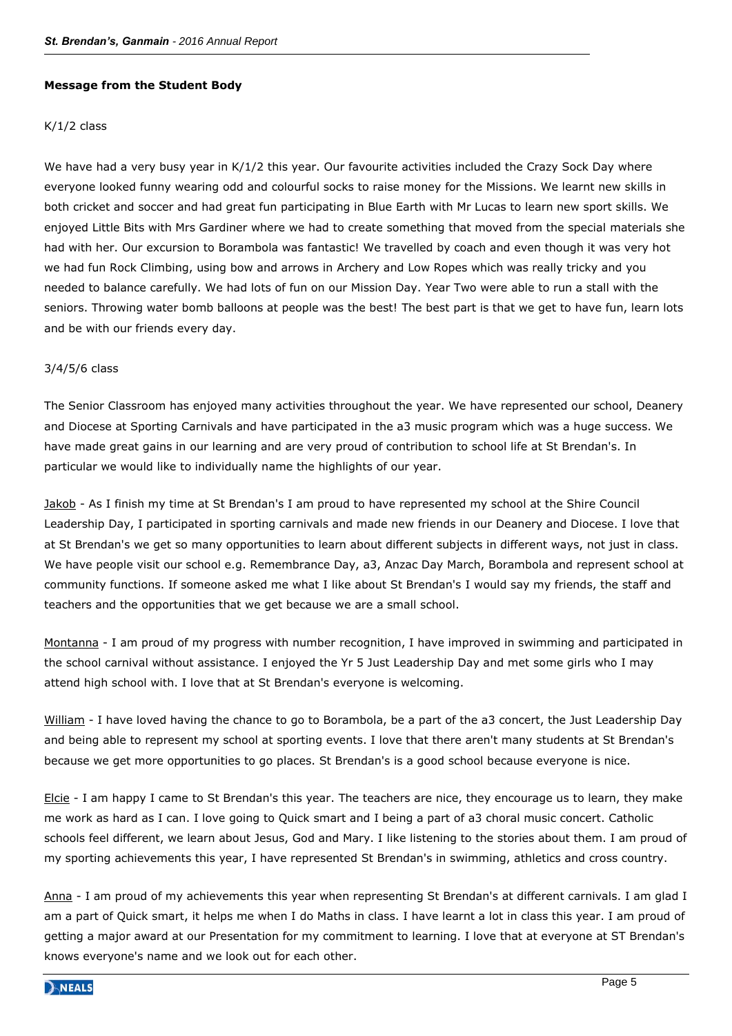**Message from the Student Body**

K/1/2 class

We have had a very busy year in K/1/2 this year. Our favourite activities included the Crazy Sock Day where everyone looked funny wearing odd and colourful socks to raise money for the Missions. We learnt new skills in both cricket and soccer and had great fun participating in Blue Earth with Mr Lucas to learn new sport skills. We enjoyed Little Bits with Mrs Gardiner where we had to create something that moved from the special materials she had with her. Our excursion to Borambola was fantastic! We travelled by coach and even though it was very hot we had fun Rock Climbing, using bow and arrows in Archery and Low Ropes which was really tricky and you needed to balance carefully. We had lots of fun on our Mission Day. Year Two were able to run a stall with the seniors. Throwing water bomb balloons at people was the best! The best part is that we get to have fun, learn lots and be with our friends every day.

3/4/5/6 class

The Senior Classroom has enjoyed many activities throughout the year. We have represented our school, Deanery and Diocese at Sporting Carnivals and have participated in the a3 music program which was a huge success. We have made great gains in our learning and are very proud of contribution to school life at St Brendan's. In particular we would like to individually name the highlights of our year.

Jakob - As I finish my time at St Brendan's I am proud to have represented my school at the Shire Council Leadership Day, I participated in sporting carnivals and made new friends in our Deanery and Diocese. I love that at St Brendan's we get so many opportunities to learn about different subjects in different ways, not just in class. We have people visit our school e.g. Remembrance Day, a3, Anzac Day March, Borambola and represent school at community functions. If someone asked me what I like about St Brendan's I would say my friends, the staff and teachers and the opportunities that we get because we are a small school.

Montanna - I am proud of my progress with number recognition, I have improved in swimming and participated in the school carnival without assistance. I enjoyed the Yr 5 Just Leadership Day and met some girls who I may attend high school with. I love that at St Brendan's everyone is welcoming.

William - I have loved having the chance to go to Borambola, be a part of the a3 concert, the Just Leadership Day and being able to represent my school at sporting events. I love that there aren't many students at St Brendan's because we get more opportunities to go places. St Brendan's is a good school because everyone is nice.

Elcie - I am happy I came to St Brendan's this year. The teachers are nice, they encourage us to learn, they make me work as hard as I can. I love going to Quick smart and I being a part of a3 choral music concert. Catholic schools feel different, we learn about Jesus, God and Mary. I like listening to the stories about them. I am proud of my sporting achievements this year, I have represented St Brendan's in swimming, athletics and cross country.

Anna - I am proud of my achievements this year when representing St Brendan's at different carnivals. I am glad I am a part of Quick smart, it helps me when I do Maths in class. I have learnt a lot in class this year. I am proud of getting a major award at our Presentation for my commitment to learning. I love that at everyone at ST Brendan's knows everyone's name and we look out for each other.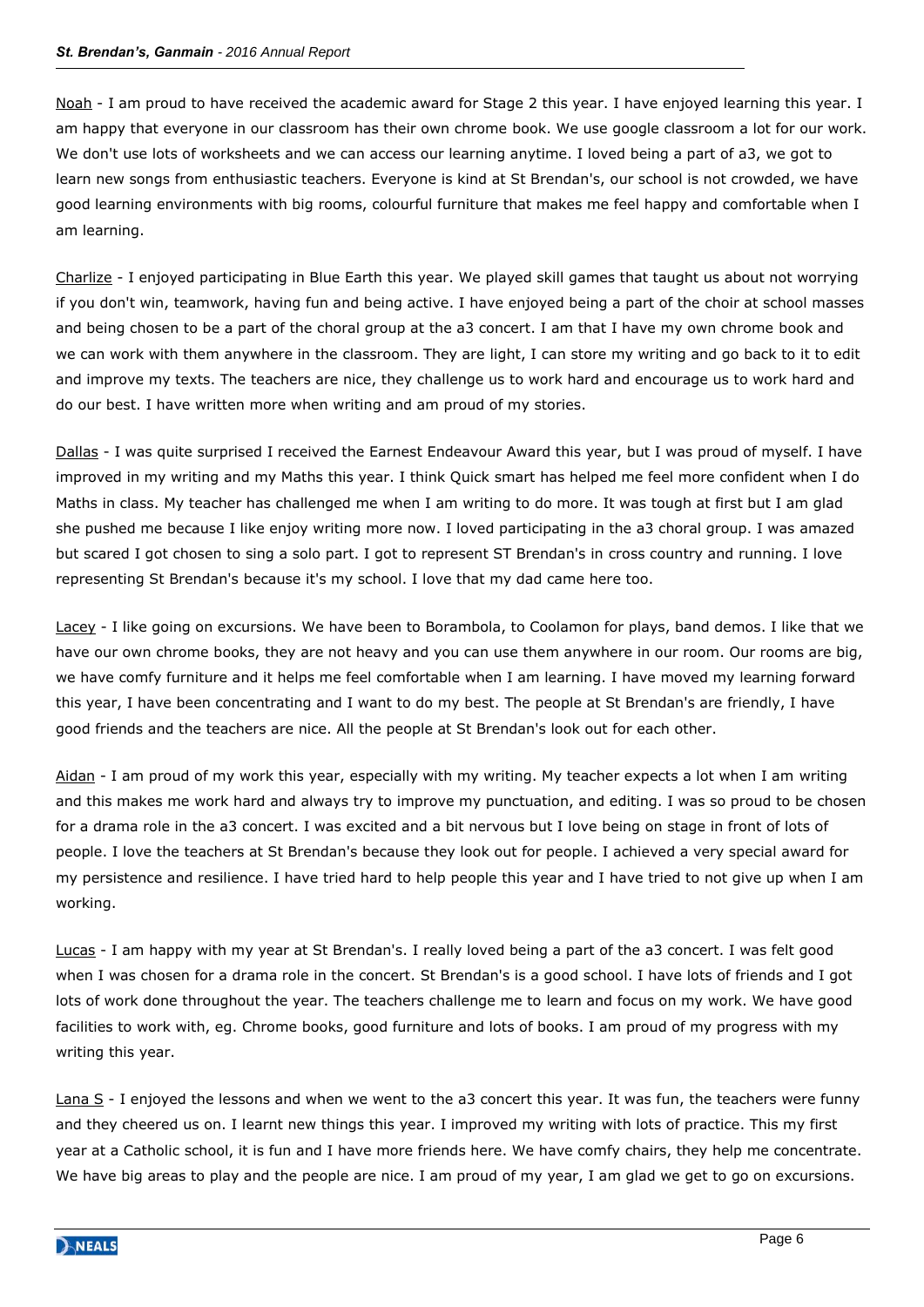Noah - I am proud to have received the academic award for Stage 2 this year. I have enjoyed learning this year. I am happy that everyone in our classroom has their own chrome book. We use google classroom a lot for our work. We don't use lots of worksheets and we can access our learning anytime. I loved being a part of a3, we got to learn new songs from enthusiastic teachers. Everyone is kind at St Brendan's, our school is not crowded, we have good learning environments with big rooms, colourful furniture that makes me feel happy and comfortable when I am learning.

Charlize - I enjoyed participating in Blue Earth this year. We played skill games that taught us about not worrying if you don't win, teamwork, having fun and being active. I have enjoyed being a part of the choir at school masses and being chosen to be a part of the choral group at the a3 concert. I am that I have my own chrome book and we can work with them anywhere in the classroom. They are light, I can store my writing and go back to it to edit and improve my texts. The teachers are nice, they challenge us to work hard and encourage us to work hard and do our best. I have written more when writing and am proud of my stories.

Dallas - I was quite surprised I received the Earnest Endeavour Award this year, but I was proud of myself. I have improved in my writing and my Maths this year. I think Quick smart has helped me feel more confident when I do Maths in class. My teacher has challenged me when I am writing to do more. It was tough at first but I am glad she pushed me because I like enjoy writing more now. I loved participating in the a3 choral group. I was amazed but scared I got chosen to sing a solo part. I got to represent ST Brendan's in cross country and running. I love representing St Brendan's because it's my school. I love that my dad came here too.

Lacey - I like going on excursions. We have been to Borambola, to Coolamon for plays, band demos. I like that we have our own chrome books, they are not heavy and you can use them anywhere in our room. Our rooms are big, we have comfy furniture and it helps me feel comfortable when I am learning. I have moved my learning forward this year, I have been concentrating and I want to do my best. The people at St Brendan's are friendly, I have good friends and the teachers are nice. All the people at St Brendan's look out for each other.

Aidan - I am proud of my work this year, especially with my writing. My teacher expects a lot when I am writing and this makes me work hard and always try to improve my punctuation, and editing. I was so proud to be chosen for a drama role in the a3 concert. I was excited and a bit nervous but I love being on stage in front of lots of people. I love the teachers at St Brendan's because they look out for people. I achieved a very special award for my persistence and resilience. I have tried hard to help people this year and I have tried to not give up when I am working.

Lucas - I am happy with my year at St Brendan's. I really loved being a part of the a3 concert. I was felt good when I was chosen for a drama role in the concert. St Brendan's is a good school. I have lots of friends and I got lots of work done throughout the year. The teachers challenge me to learn and focus on my work. We have good facilities to work with, eg. Chrome books, good furniture and lots of books. I am proud of my progress with my writing this year.

Lana S - I enjoyed the lessons and when we went to the a3 concert this year. It was fun, the teachers were funny and they cheered us on. I learnt new things this year. I improved my writing with lots of practice. This my first year at a Catholic school, it is fun and I have more friends here. We have comfy chairs, they help me concentrate. We have big areas to play and the people are nice. I am proud of my year, I am glad we get to go on excursions.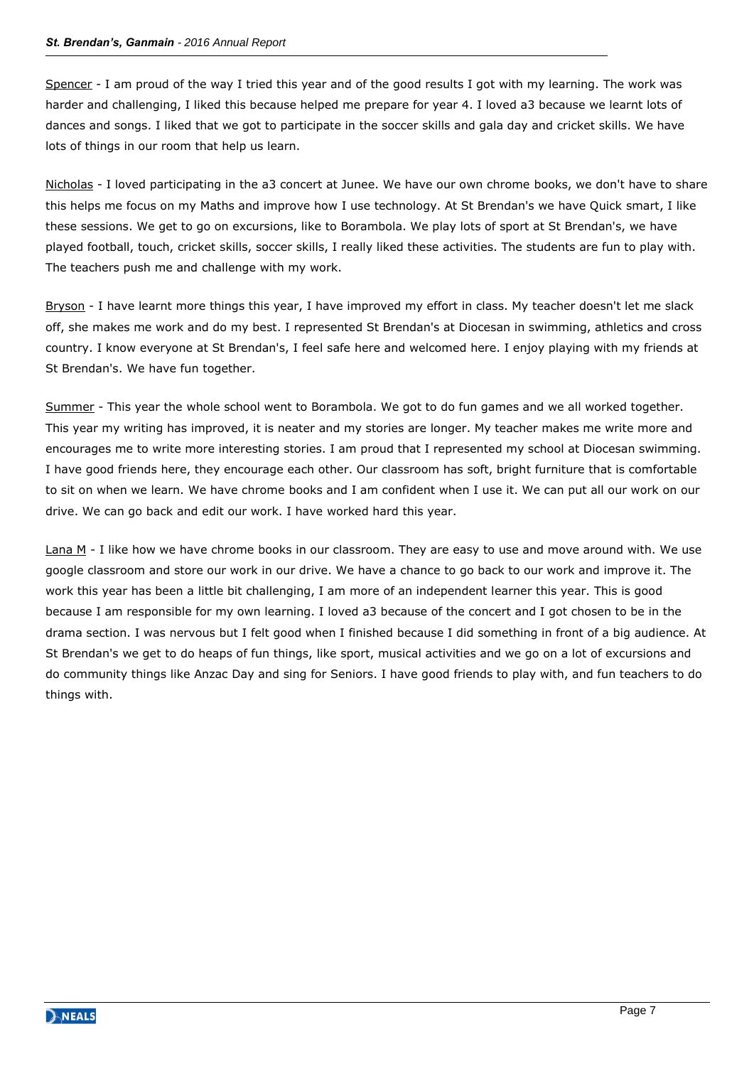Spencer - I am proud of the way I tried this year and of the good results I got with my learning. The work was harder and challenging, I liked this because helped me prepare for year 4. I loved a3 because we learnt lots of dances and songs. I liked that we got to participate in the soccer skills and gala day and cricket skills. We have lots of things in our room that help us learn.

Nicholas - I loved participating in the a3 concert at Junee. We have our own chrome books, we don't have to share this helps me focus on my Maths and improve how I use technology. At St Brendan's we have Quick smart, I like these sessions. We get to go on excursions, like to Borambola. We play lots of sport at St Brendan's, we have played football, touch, cricket skills, soccer skills, I really liked these activities. The students are fun to play with. The teachers push me and challenge with my work.

Bryson - I have learnt more things this year, I have improved my effort in class. My teacher doesn't let me slack off, she makes me work and do my best. I represented St Brendan's at Diocesan in swimming, athletics and cross country. I know everyone at St Brendan's, I feel safe here and welcomed here. I enjoy playing with my friends at St Brendan's. We have fun together.

Summer - This year the whole school went to Borambola. We got to do fun games and we all worked together. This year my writing has improved, it is neater and my stories are longer. My teacher makes me write more and encourages me to write more interesting stories. I am proud that I represented my school at Diocesan swimming. I have good friends here, they encourage each other. Our classroom has soft, bright furniture that is comfortable to sit on when we learn. We have chrome books and I am confident when I use it. We can put all our work on our drive. We can go back and edit our work. I have worked hard this year.

Lana M - I like how we have chrome books in our classroom. They are easy to use and move around with. We use google classroom and store our work in our drive. We have a chance to go back to our work and improve it. The work this year has been a little bit challenging, I am more of an independent learner this year. This is good because I am responsible for my own learning. I loved a3 because of the concert and I got chosen to be in the drama section. I was nervous but I felt good when I finished because I did something in front of a big audience. At St Brendan's we get to do heaps of fun things, like sport, musical activities and we go on a lot of excursions and do community things like Anzac Day and sing for Seniors. I have good friends to play with, and fun teachers to do things with.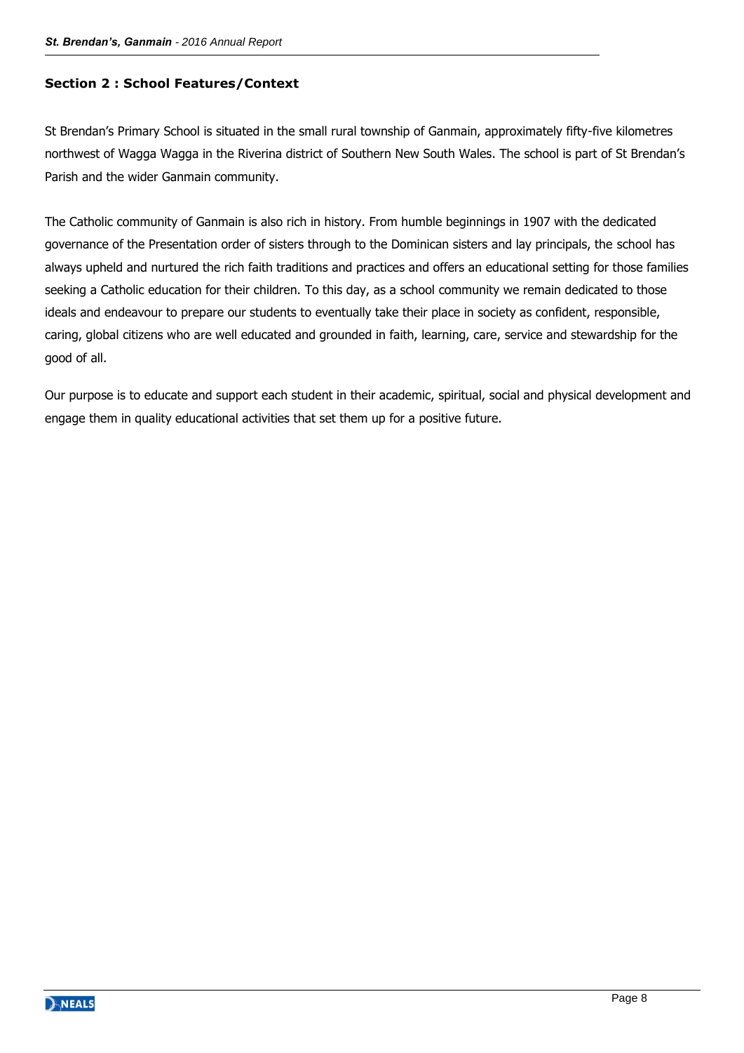## Section 2 : School Features/Context

St Brendan's Primary School is situated in the small rural township of Ganmain, approximately fifty-five kilometres northwest of Wagga Wagga in the Riverina district of Southern New South Wales. The school is part of St Brendan's Parish and the wider Ganmain community.

The Catholic community of Ganmain is also rich in history. From humble beginnings in 1907 with the dedicated governance of the Presentation order of sisters through to the Dominican sisters and lay principals, the school has always upheld and nurtured the rich faith traditions and practices and offers an educational setting for those families seeking a Catholic education for their children. To this day, as a school community we remain dedicated to those ideals and endeavour to prepare our students to eventually take their place in society as confident, responsible, caring, global citizens who are well educated and grounded in faith, learning, care, service and stewardship for the good of all.

Our purpose is to educate and support each student in their academic, spiritual, social and physical development and engage them in quality educational activities that set them up for a positive future.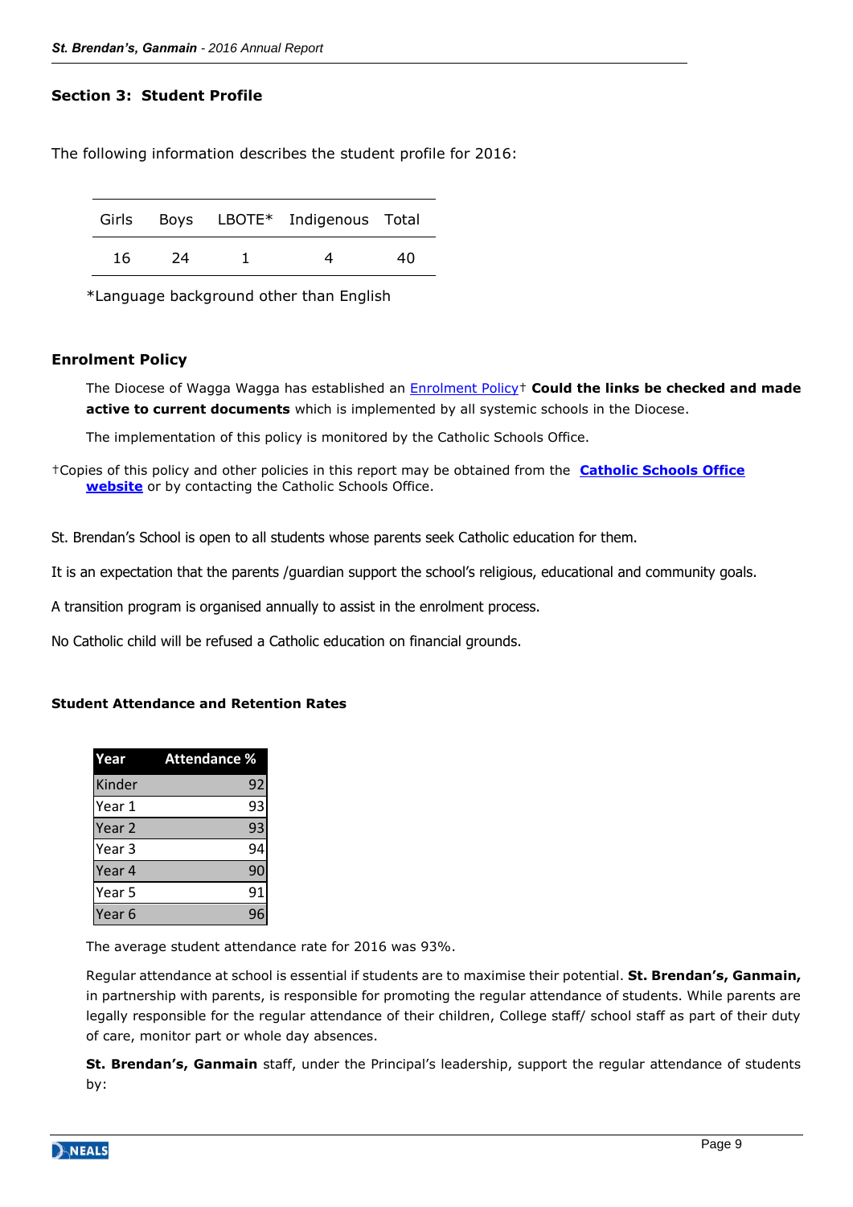## Section 3: Student Profile

The following information describes the student profile for 2016:

| Girls | Boys | LBOTE* | Indigenous | Total |
|---|---|---|---|---|
| 16 | 24 | 1 | 4 | 40 |

*Language background other than English

### Enrolment Policy

The Diocese of Wagga Wagga has established an Enrolment Policy† **Could the links be checked and made active to current documents** which is implemented by all systemic schools in the Diocese.

The implementation of this policy is monitored by the Catholic Schools Office.

†Copies of this policy and other policies in this report may be obtained from the **Catholic Schools Office website** or by contacting the Catholic Schools Office.

St. Brendan's School is open to all students whose parents seek Catholic education for them.

It is an expectation that the parents /guardian support the school's religious, educational and community goals.

A transition program is organised annually to assist in the enrolment process.

No Catholic child will be refused a Catholic education on financial grounds.

### Student Attendance and Retention Rates

| Year | Attendance % |
|---|---|
| Kinder | 92 |
| Year 1 | 93 |
| Year 2 | 93 |
| Year 3 | 94 |
| Year 4 | 90 |
| Year 5 | 91 |
| Year 6 | 96 |

The average student attendance rate for 2016 was 93%.

Regular attendance at school is essential if students are to maximise their potential. **St. Brendan's, Ganmain,** in partnership with parents, is responsible for promoting the regular attendance of students. While parents are legally responsible for the regular attendance of their children, College staff/ school staff as part of their duty of care, monitor part or whole day absences.

**St. Brendan's, Ganmain** staff, under the Principal's leadership, support the regular attendance of students by: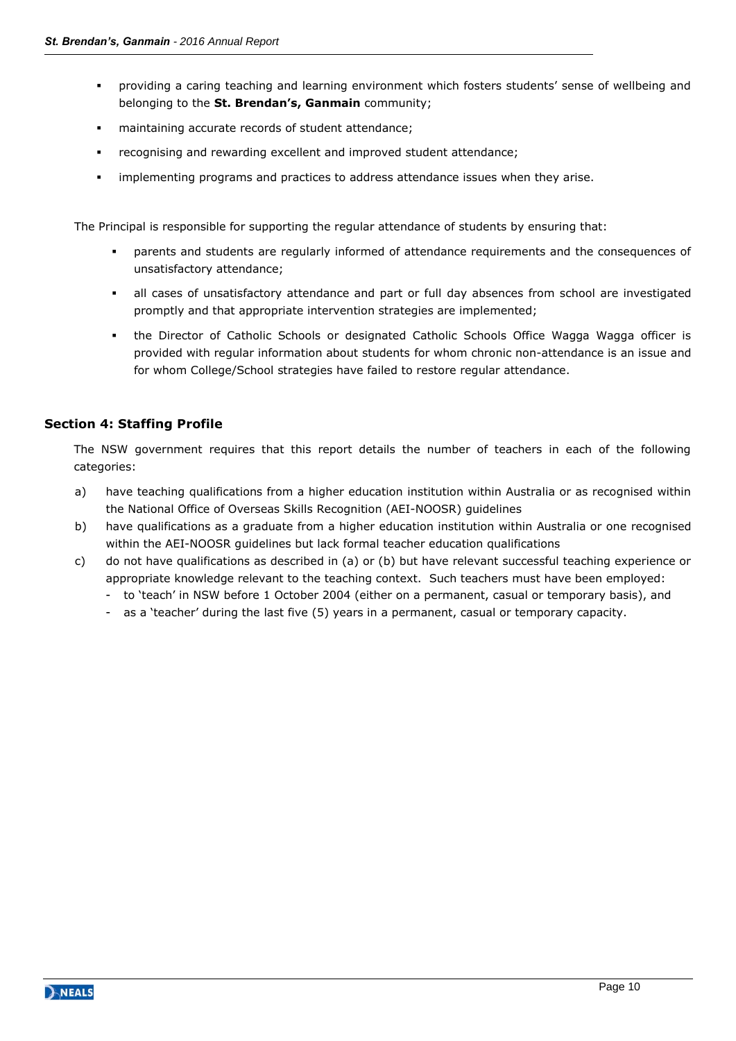- providing a caring teaching and learning environment which fosters students' sense of wellbeing and belonging to the **St. Brendan's, Ganmain** community;
- maintaining accurate records of student attendance;
- recognising and rewarding excellent and improved student attendance;
- implementing programs and practices to address attendance issues when they arise.

The Principal is responsible for supporting the regular attendance of students by ensuring that:

- parents and students are regularly informed of attendance requirements and the consequences of unsatisfactory attendance;
- all cases of unsatisfactory attendance and part or full day absences from school are investigated promptly and that appropriate intervention strategies are implemented;
- the Director of Catholic Schools or designated Catholic Schools Office Wagga Wagga officer is provided with regular information about students for whom chronic non-attendance is an issue and for whom College/School strategies have failed to restore regular attendance.

## Section 4: Staffing Profile

The NSW government requires that this report details the number of teachers in each of the following categories:

a) have teaching qualifications from a higher education institution within Australia or as recognised within the National Office of Overseas Skills Recognition (AEI-NOOSR) guidelines

b) have qualifications as a graduate from a higher education institution within Australia or one recognised within the AEI-NOOSR guidelines but lack formal teacher education qualifications

c) do not have qualifications as described in (a) or (b) but have relevant successful teaching experience or appropriate knowledge relevant to the teaching context. Such teachers must have been employed:
   - to 'teach' in NSW before 1 October 2004 (either on a permanent, casual or temporary basis), and
   - as a 'teacher' during the last five (5) years in a permanent, casual or temporary capacity.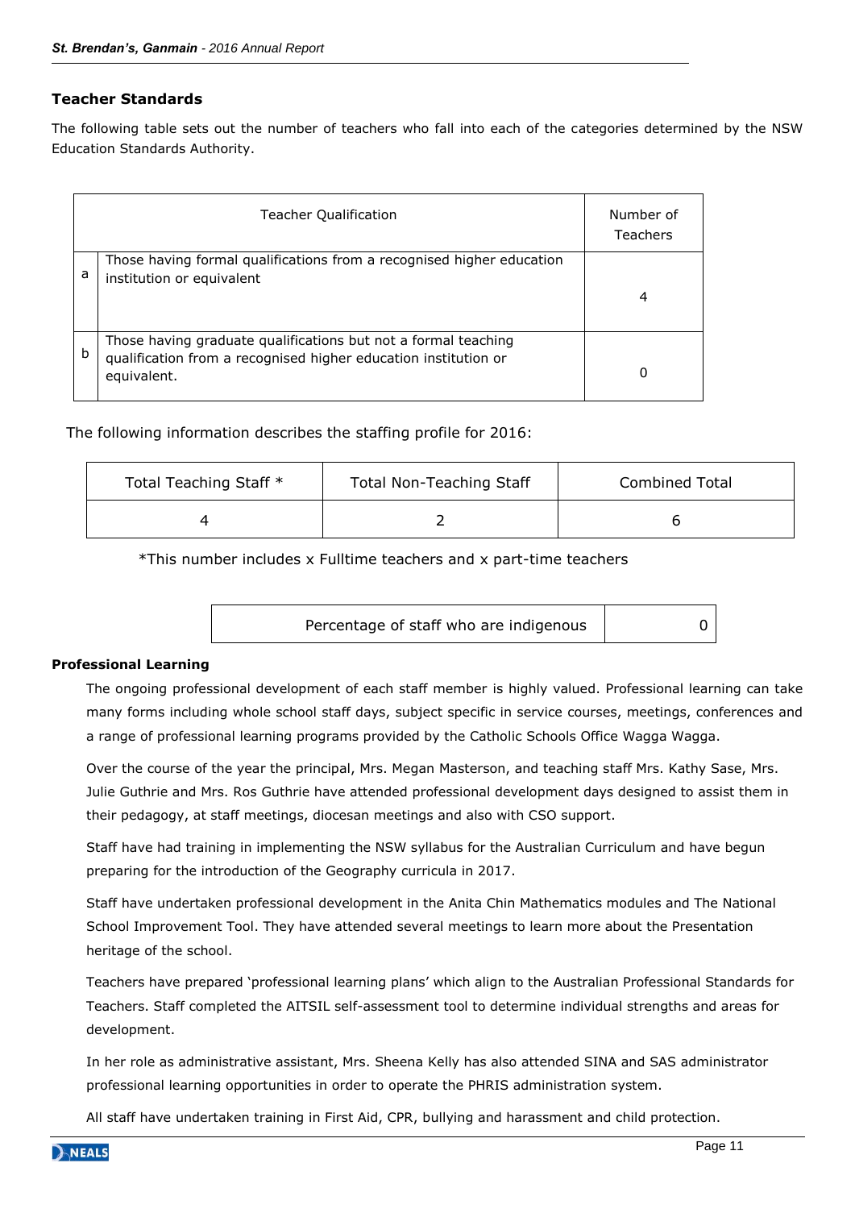## Teacher Standards

The following table sets out the number of teachers who fall into each of the categories determined by the NSW Education Standards Authority.

| | Teacher Qualification | Number of Teachers |
|---|---|---|
| a | Those having formal qualifications from a recognised higher education institution or equivalent | 4 |
| b | Those having graduate qualifications but not a formal teaching qualification from a recognised higher education institution or equivalent. | 0 |

The following information describes the staffing profile for 2016:

| Total Teaching Staff * | Total Non-Teaching Staff | Combined Total |
|---|---|---|
| 4 | 2 | 6 |

*This number includes x Fulltime teachers and x part-time teachers

| Percentage of staff who are indigenous | 0 |
|---|---|

**Professional Learning**

The ongoing professional development of each staff member is highly valued. Professional learning can take many forms including whole school staff days, subject specific in service courses, meetings, conferences and a range of professional learning programs provided by the Catholic Schools Office Wagga Wagga.

Over the course of the year the principal, Mrs. Megan Masterson, and teaching staff Mrs. Kathy Sase, Mrs. Julie Guthrie and Mrs. Ros Guthrie have attended professional development days designed to assist them in their pedagogy, at staff meetings, diocesan meetings and also with CSO support.

Staff have had training in implementing the NSW syllabus for the Australian Curriculum and have begun preparing for the introduction of the Geography curricula in 2017.

Staff have undertaken professional development in the Anita Chin Mathematics modules and The National School Improvement Tool. They have attended several meetings to learn more about the Presentation heritage of the school.

Teachers have prepared 'professional learning plans' which align to the Australian Professional Standards for Teachers. Staff completed the AITSIL self-assessment tool to determine individual strengths and areas for development.

In her role as administrative assistant, Mrs. Sheena Kelly has also attended SINA and SAS administrator professional learning opportunities in order to operate the PHRIS administration system.

All staff have undertaken training in First Aid, CPR, bullying and harassment and child protection.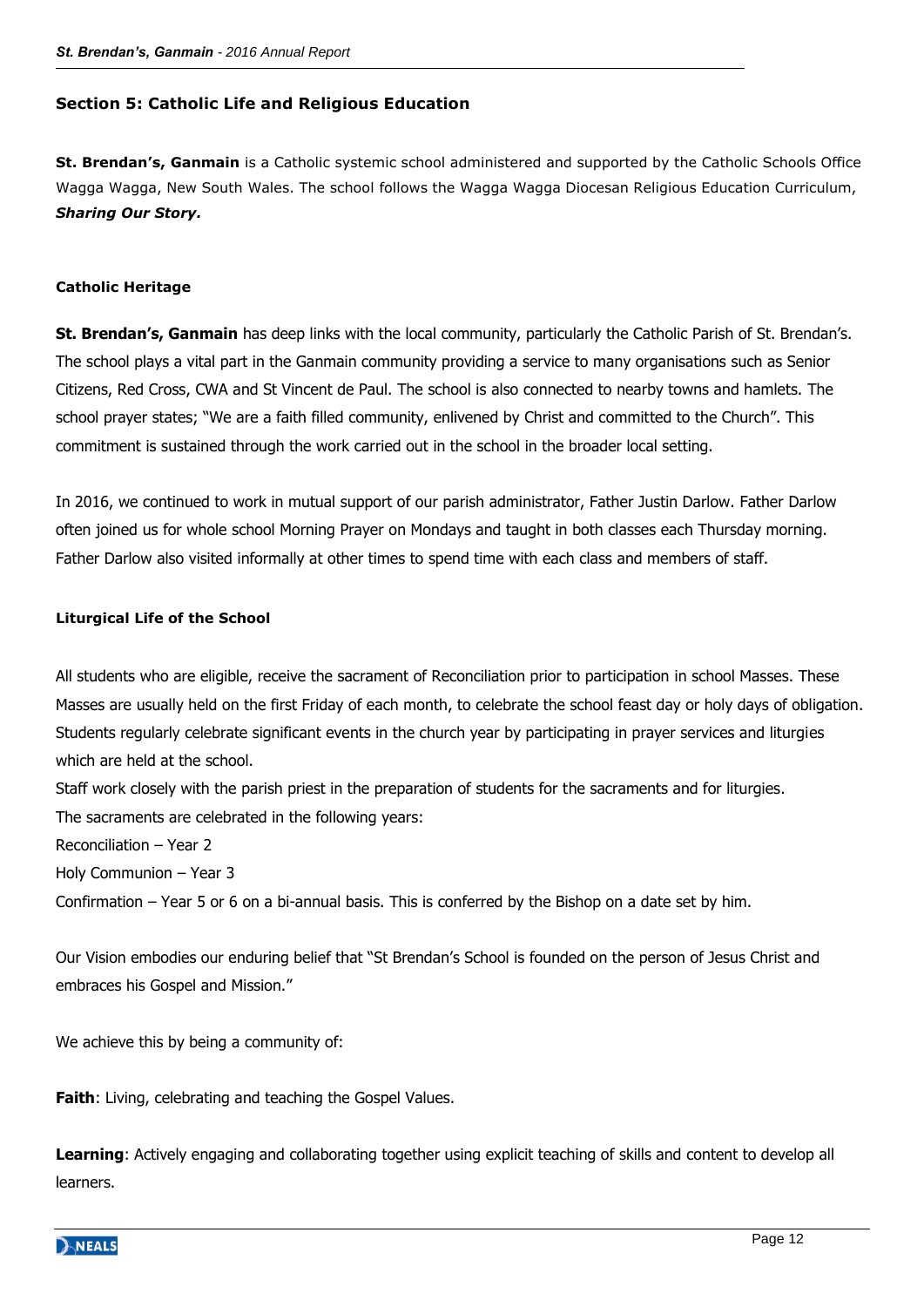## Section 5: Catholic Life and Religious Education

**St. Brendan's, Ganmain** is a Catholic systemic school administered and supported by the Catholic Schools Office Wagga Wagga, New South Wales. The school follows the Wagga Wagga Diocesan Religious Education Curriculum, ***Sharing Our Story.***

### Catholic Heritage

**St. Brendan's, Ganmain** has deep links with the local community, particularly the Catholic Parish of St. Brendan's. The school plays a vital part in the Ganmain community providing a service to many organisations such as Senior Citizens, Red Cross, CWA and St Vincent de Paul. The school is also connected to nearby towns and hamlets. The school prayer states; "We are a faith filled community, enlivened by Christ and committed to the Church". This commitment is sustained through the work carried out in the school in the broader local setting.

In 2016, we continued to work in mutual support of our parish administrator, Father Justin Darlow. Father Darlow often joined us for whole school Morning Prayer on Mondays and taught in both classes each Thursday morning. Father Darlow also visited informally at other times to spend time with each class and members of staff.

### Liturgical Life of the School

All students who are eligible, receive the sacrament of Reconciliation prior to participation in school Masses. These Masses are usually held on the first Friday of each month, to celebrate the school feast day or holy days of obligation. Students regularly celebrate significant events in the church year by participating in prayer services and liturgies which are held at the school.

Staff work closely with the parish priest in the preparation of students for the sacraments and for liturgies.

The sacraments are celebrated in the following years:

Reconciliation – Year 2

Holy Communion – Year 3

Confirmation – Year 5 or 6 on a bi-annual basis. This is conferred by the Bishop on a date set by him.

Our Vision embodies our enduring belief that "St Brendan's School is founded on the person of Jesus Christ and embraces his Gospel and Mission."

We achieve this by being a community of:

**Faith**: Living, celebrating and teaching the Gospel Values.

**Learning**: Actively engaging and collaborating together using explicit teaching of skills and content to develop all learners.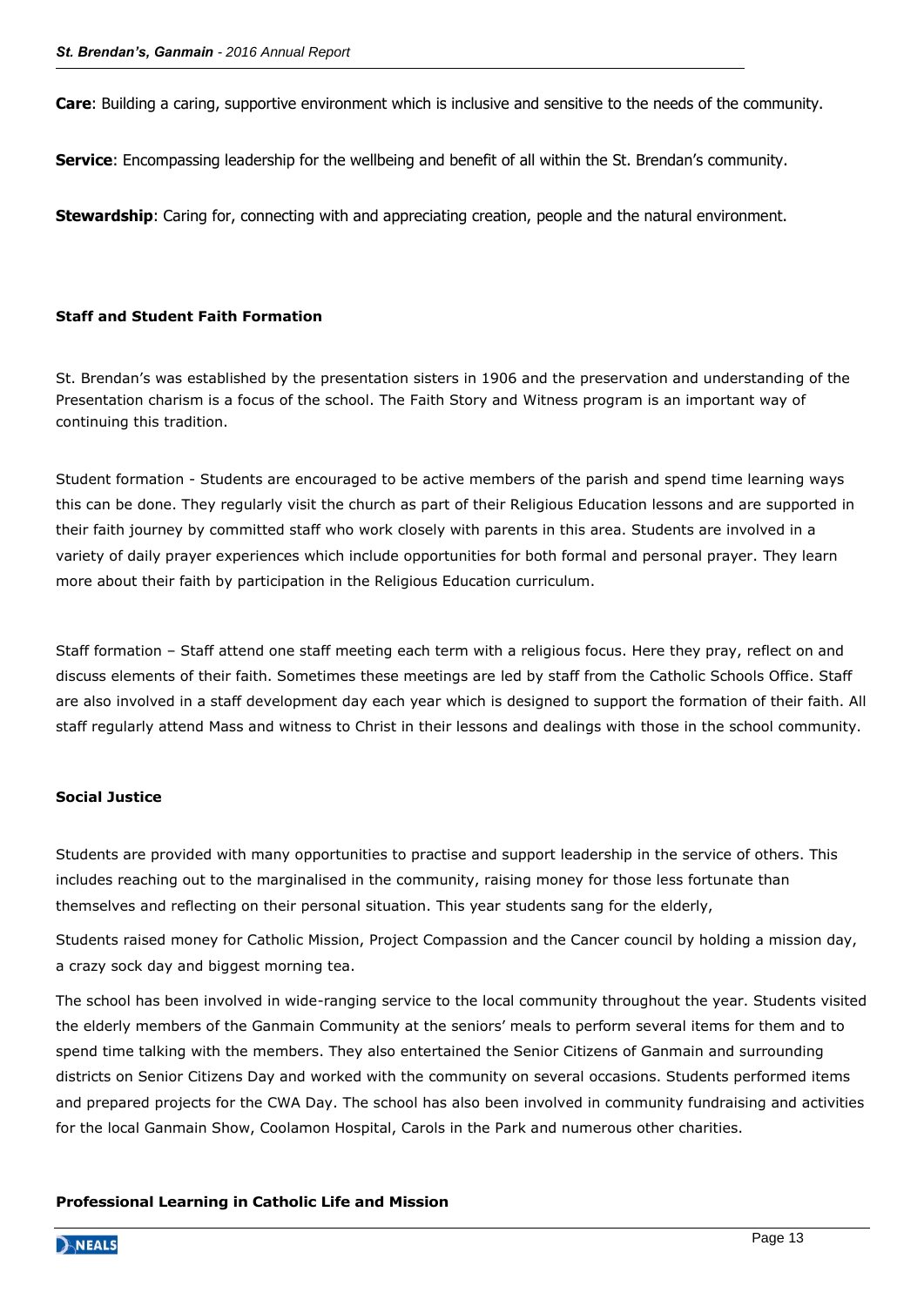**Care**: Building a caring, supportive environment which is inclusive and sensitive to the needs of the community.

**Service**: Encompassing leadership for the wellbeing and benefit of all within the St. Brendan's community.

**Stewardship**: Caring for, connecting with and appreciating creation, people and the natural environment.

### Staff and Student Faith Formation

St. Brendan's was established by the presentation sisters in 1906 and the preservation and understanding of the Presentation charism is a focus of the school. The Faith Story and Witness program is an important way of continuing this tradition.

Student formation - Students are encouraged to be active members of the parish and spend time learning ways this can be done. They regularly visit the church as part of their Religious Education lessons and are supported in their faith journey by committed staff who work closely with parents in this area. Students are involved in a variety of daily prayer experiences which include opportunities for both formal and personal prayer. They learn more about their faith by participation in the Religious Education curriculum.

Staff formation – Staff attend one staff meeting each term with a religious focus. Here they pray, reflect on and discuss elements of their faith. Sometimes these meetings are led by staff from the Catholic Schools Office. Staff are also involved in a staff development day each year which is designed to support the formation of their faith. All staff regularly attend Mass and witness to Christ in their lessons and dealings with those in the school community.

### Social Justice

Students are provided with many opportunities to practise and support leadership in the service of others. This includes reaching out to the marginalised in the community, raising money for those less fortunate than themselves and reflecting on their personal situation. This year students sang for the elderly,

Students raised money for Catholic Mission, Project Compassion and the Cancer council by holding a mission day, a crazy sock day and biggest morning tea.

The school has been involved in wide-ranging service to the local community throughout the year. Students visited the elderly members of the Ganmain Community at the seniors' meals to perform several items for them and to spend time talking with the members. They also entertained the Senior Citizens of Ganmain and surrounding districts on Senior Citizens Day and worked with the community on several occasions. Students performed items and prepared projects for the CWA Day. The school has also been involved in community fundraising and activities for the local Ganmain Show, Coolamon Hospital, Carols in the Park and numerous other charities.

### Professional Learning in Catholic Life and Mission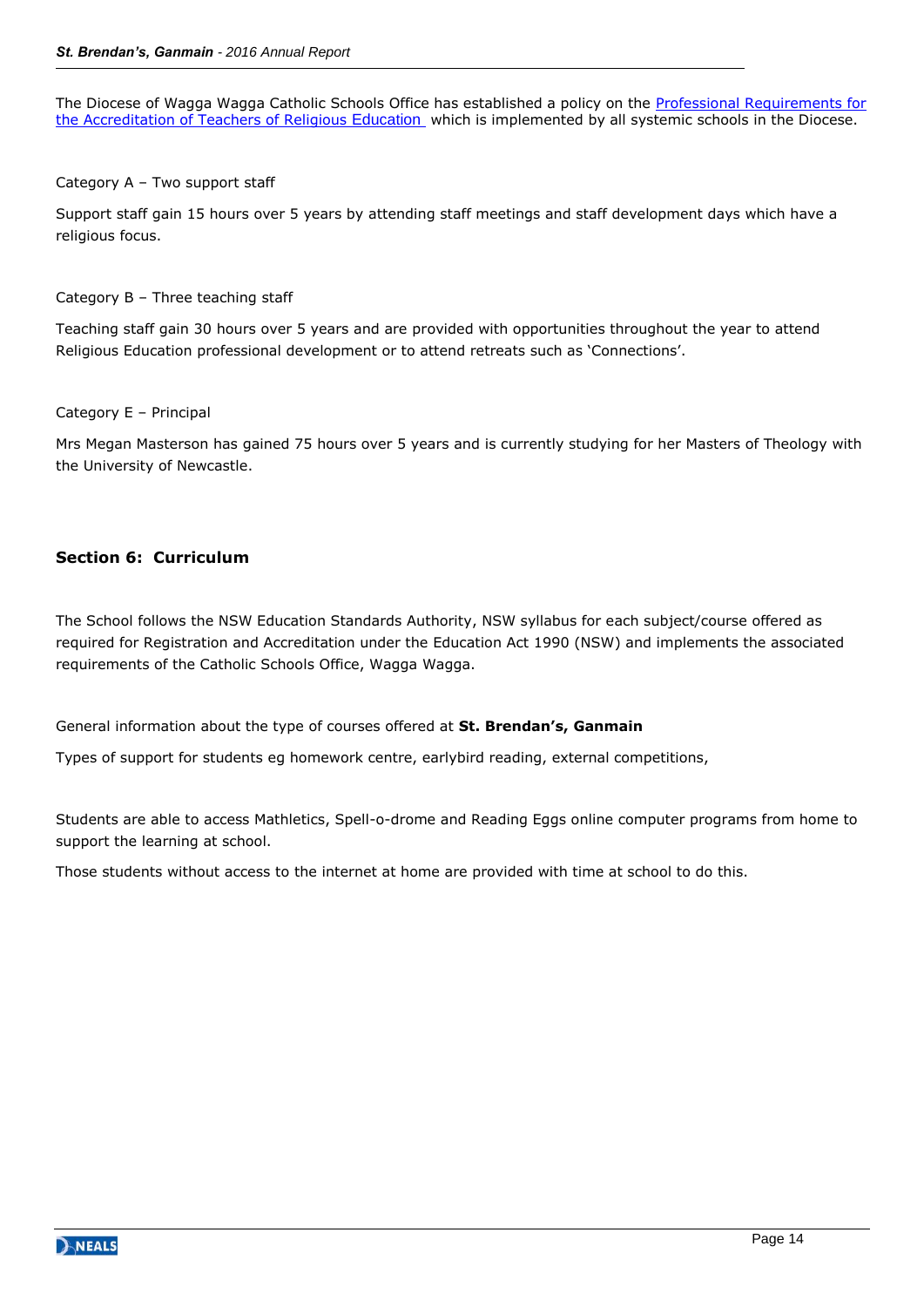The Diocese of Wagga Wagga Catholic Schools Office has established a policy on the [Professional Requirements for the Accreditation of Teachers of Religious Education](#) which is implemented by all systemic schools in the Diocese.

Category A – Two support staff

Support staff gain 15 hours over 5 years by attending staff meetings and staff development days which have a religious focus.

Category B – Three teaching staff

Teaching staff gain 30 hours over 5 years and are provided with opportunities throughout the year to attend Religious Education professional development or to attend retreats such as 'Connections'.

Category E – Principal

Mrs Megan Masterson has gained 75 hours over 5 years and is currently studying for her Masters of Theology with the University of Newcastle.

## Section 6: Curriculum

The School follows the NSW Education Standards Authority, NSW syllabus for each subject/course offered as required for Registration and Accreditation under the Education Act 1990 (NSW) and implements the associated requirements of the Catholic Schools Office, Wagga Wagga.

General information about the type of courses offered at **St. Brendan's, Ganmain**

Types of support for students eg homework centre, earlybird reading, external competitions,

Students are able to access Mathletics, Spell-o-drome and Reading Eggs online computer programs from home to support the learning at school.

Those students without access to the internet at home are provided with time at school to do this.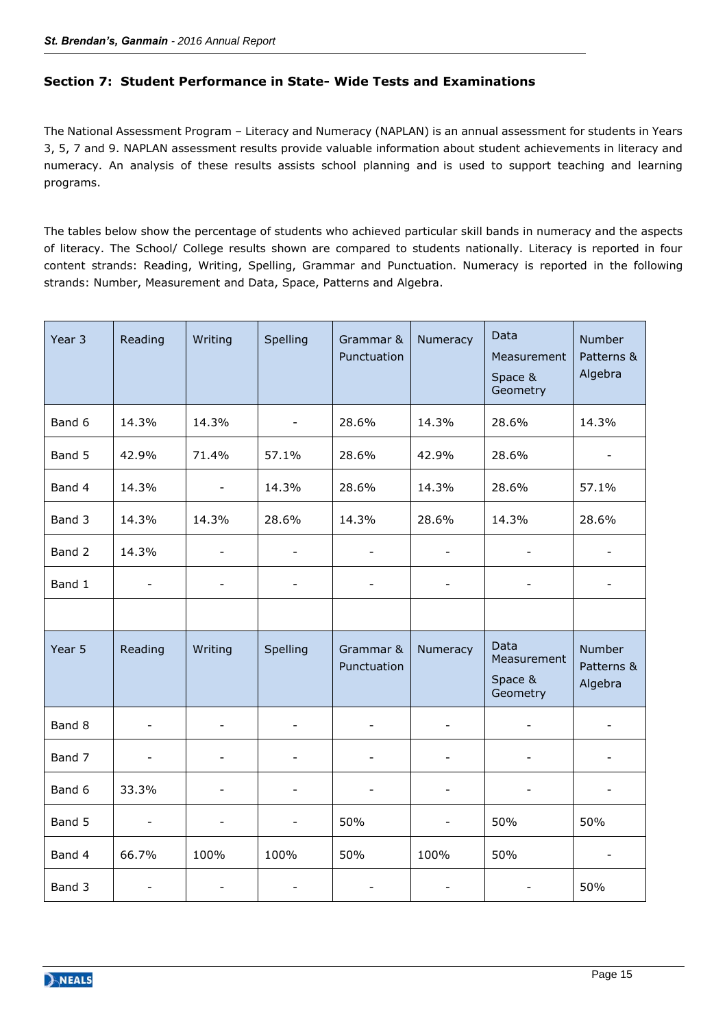## Section 7: Student Performance in State- Wide Tests and Examinations

The National Assessment Program – Literacy and Numeracy (NAPLAN) is an annual assessment for students in Years 3, 5, 7 and 9. NAPLAN assessment results provide valuable information about student achievements in literacy and numeracy. An analysis of these results assists school planning and is used to support teaching and learning programs.

The tables below show the percentage of students who achieved particular skill bands in numeracy and the aspects of literacy. The School/ College results shown are compared to students nationally. Literacy is reported in four content strands: Reading, Writing, Spelling, Grammar and Punctuation. Numeracy is reported in the following strands: Number, Measurement and Data, Space, Patterns and Algebra.

| Year 3 | Reading | Writing | Spelling | Grammar & Punctuation | Numeracy | Data Measurement Space & Geometry | Number Patterns & Algebra |
|---|---|---|---|---|---|---|---|
| Band 6 | 14.3% | 14.3% | - | 28.6% | 14.3% | 28.6% | 14.3% |
| Band 5 | 42.9% | 71.4% | 57.1% | 28.6% | 42.9% | 28.6% | - |
| Band 4 | 14.3% | - | 14.3% | 28.6% | 14.3% | 28.6% | 57.1% |
| Band 3 | 14.3% | 14.3% | 28.6% | 14.3% | 28.6% | 14.3% | 28.6% |
| Band 2 | 14.3% | - | - | - | - | - | - |
| Band 1 | - | - | - | - | - | - | - |
| | | | | | | | |
| **Year 5** | **Reading** | **Writing** | **Spelling** | **Grammar & Punctuation** | **Numeracy** | **Data Measurement Space & Geometry** | **Number Patterns & Algebra** |
| Band 8 | - | - | - | - | - | - | - |
| Band 7 | - | - | - | - | - | - | - |
| Band 6 | 33.3% | - | - | - | - | - | - |
| Band 5 | - | - | - | 50% | - | 50% | 50% |
| Band 4 | 66.7% | 100% | 100% | 50% | 100% | 50% | - |
| Band 3 | - | - | - | - | - | - | 50% |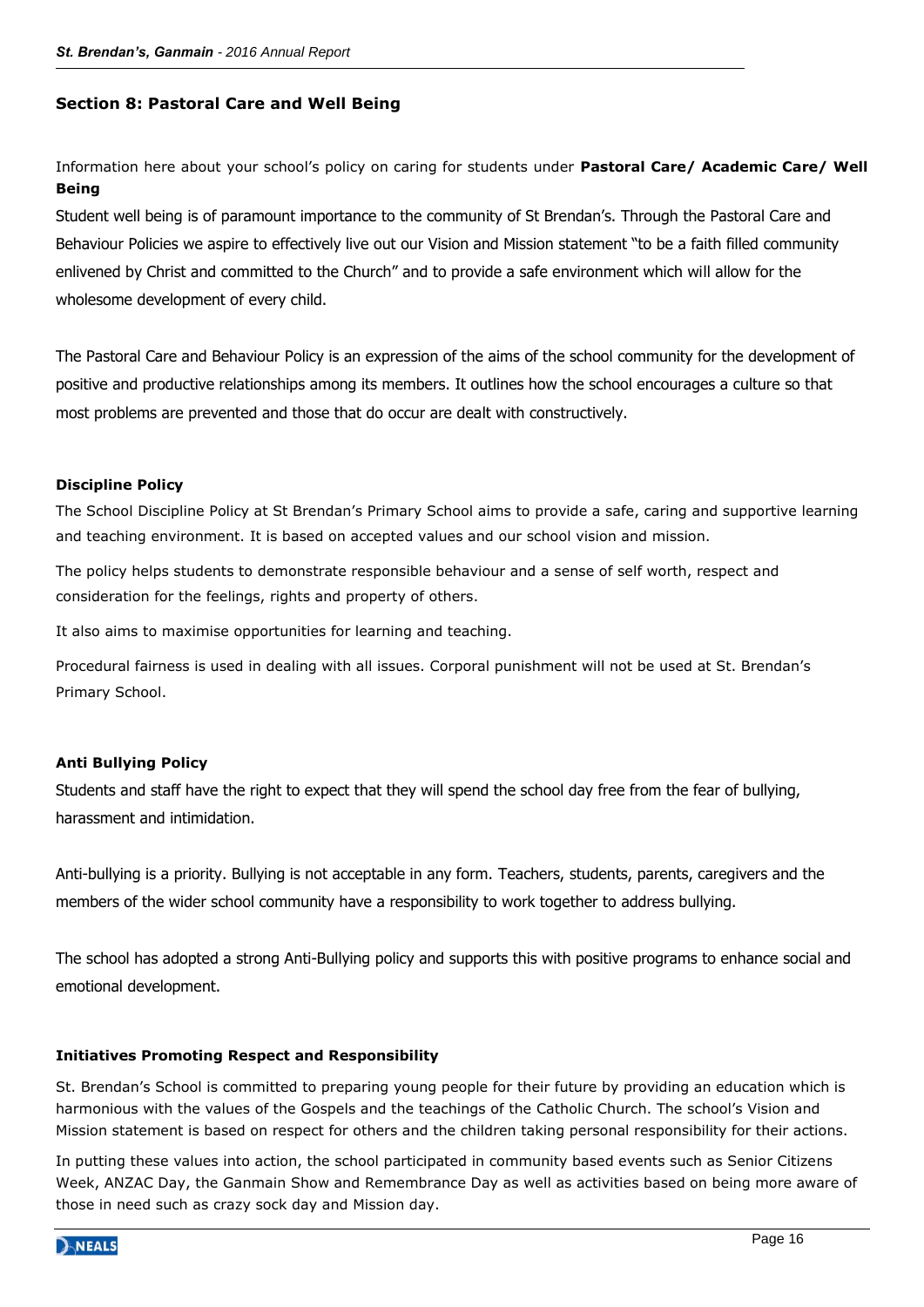## Section 8: Pastoral Care and Well Being

Information here about your school's policy on caring for students under **Pastoral Care/ Academic Care/ Well Being**

Student well being is of paramount importance to the community of St Brendan's. Through the Pastoral Care and Behaviour Policies we aspire to effectively live out our Vision and Mission statement "to be a faith filled community enlivened by Christ and committed to the Church" and to provide a safe environment which will allow for the wholesome development of every child.

The Pastoral Care and Behaviour Policy is an expression of the aims of the school community for the development of positive and productive relationships among its members. It outlines how the school encourages a culture so that most problems are prevented and those that do occur are dealt with constructively.

### Discipline Policy

The School Discipline Policy at St Brendan's Primary School aims to provide a safe, caring and supportive learning and teaching environment. It is based on accepted values and our school vision and mission.

The policy helps students to demonstrate responsible behaviour and a sense of self worth, respect and consideration for the feelings, rights and property of others.

It also aims to maximise opportunities for learning and teaching.

Procedural fairness is used in dealing with all issues. Corporal punishment will not be used at St. Brendan's Primary School.

### Anti Bullying Policy

Students and staff have the right to expect that they will spend the school day free from the fear of bullying, harassment and intimidation.

Anti-bullying is a priority. Bullying is not acceptable in any form. Teachers, students, parents, caregivers and the members of the wider school community have a responsibility to work together to address bullying.

The school has adopted a strong Anti-Bullying policy and supports this with positive programs to enhance social and emotional development.

### Initiatives Promoting Respect and Responsibility

St. Brendan's School is committed to preparing young people for their future by providing an education which is harmonious with the values of the Gospels and the teachings of the Catholic Church. The school's Vision and Mission statement is based on respect for others and the children taking personal responsibility for their actions.

In putting these values into action, the school participated in community based events such as Senior Citizens Week, ANZAC Day, the Ganmain Show and Remembrance Day as well as activities based on being more aware of those in need such as crazy sock day and Mission day.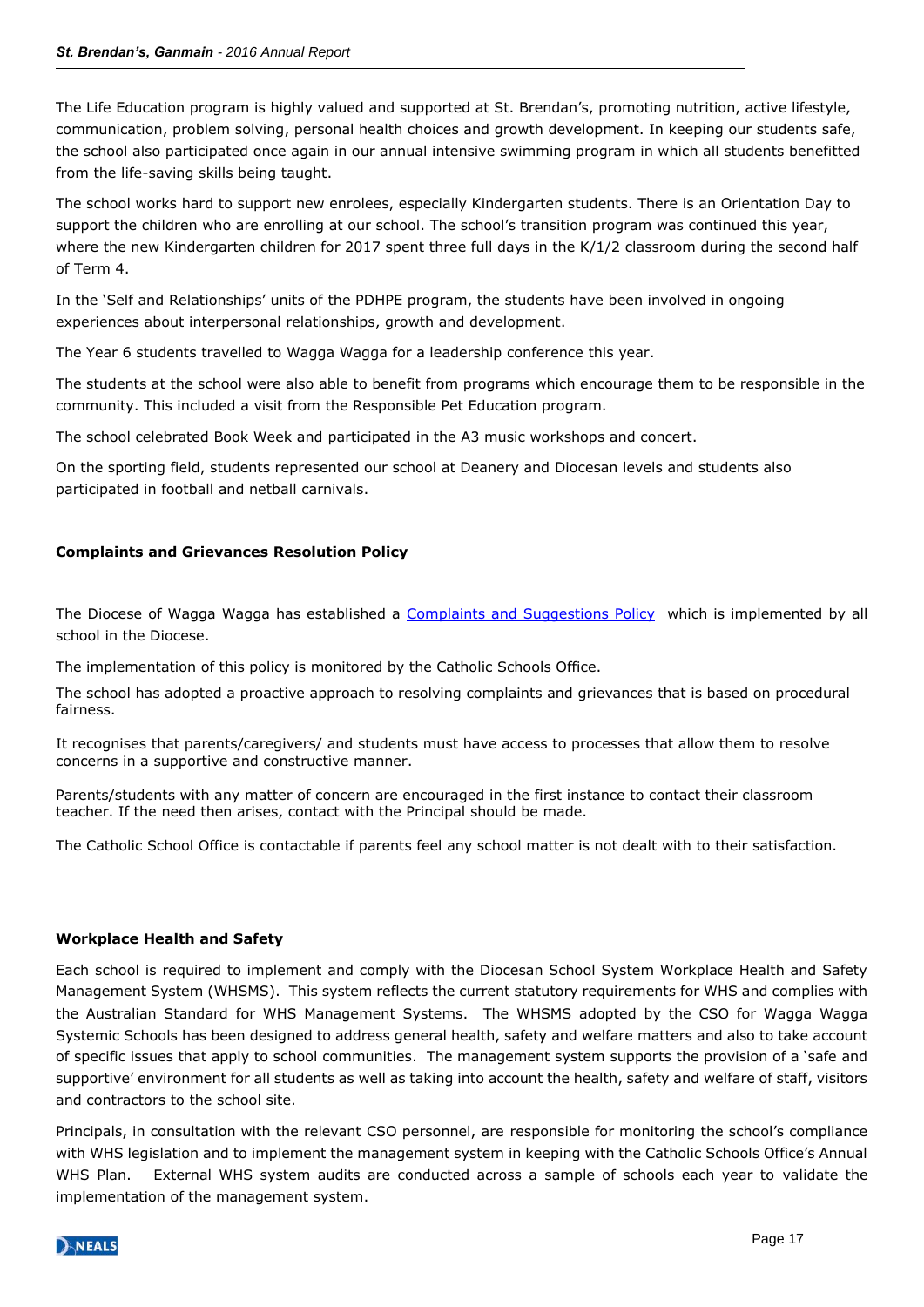The Life Education program is highly valued and supported at St. Brendan's, promoting nutrition, active lifestyle, communication, problem solving, personal health choices and growth development. In keeping our students safe, the school also participated once again in our annual intensive swimming program in which all students benefitted from the life-saving skills being taught.

The school works hard to support new enrolees, especially Kindergarten students. There is an Orientation Day to support the children who are enrolling at our school. The school's transition program was continued this year, where the new Kindergarten children for 2017 spent three full days in the K/1/2 classroom during the second half of Term 4.

In the 'Self and Relationships' units of the PDHPE program, the students have been involved in ongoing experiences about interpersonal relationships, growth and development.

The Year 6 students travelled to Wagga Wagga for a leadership conference this year.

The students at the school were also able to benefit from programs which encourage them to be responsible in the community. This included a visit from the Responsible Pet Education program.

The school celebrated Book Week and participated in the A3 music workshops and concert.

On the sporting field, students represented our school at Deanery and Diocesan levels and students also participated in football and netball carnivals.

**Complaints and Grievances Resolution Policy**

The Diocese of Wagga Wagga has established a [Complaints and Suggestions Policy] which is implemented by all school in the Diocese.

The implementation of this policy is monitored by the Catholic Schools Office.

The school has adopted a proactive approach to resolving complaints and grievances that is based on procedural fairness.

It recognises that parents/caregivers/ and students must have access to processes that allow them to resolve concerns in a supportive and constructive manner.

Parents/students with any matter of concern are encouraged in the first instance to contact their classroom teacher. If the need then arises, contact with the Principal should be made.

The Catholic School Office is contactable if parents feel any school matter is not dealt with to their satisfaction.

**Workplace Health and Safety**

Each school is required to implement and comply with the Diocesan School System Workplace Health and Safety Management System (WHSMS). This system reflects the current statutory requirements for WHS and complies with the Australian Standard for WHS Management Systems. The WHSMS adopted by the CSO for Wagga Wagga Systemic Schools has been designed to address general health, safety and welfare matters and also to take account of specific issues that apply to school communities. The management system supports the provision of a 'safe and supportive' environment for all students as well as taking into account the health, safety and welfare of staff, visitors and contractors to the school site.

Principals, in consultation with the relevant CSO personnel, are responsible for monitoring the school's compliance with WHS legislation and to implement the management system in keeping with the Catholic Schools Office's Annual WHS Plan. External WHS system audits are conducted across a sample of schools each year to validate the implementation of the management system.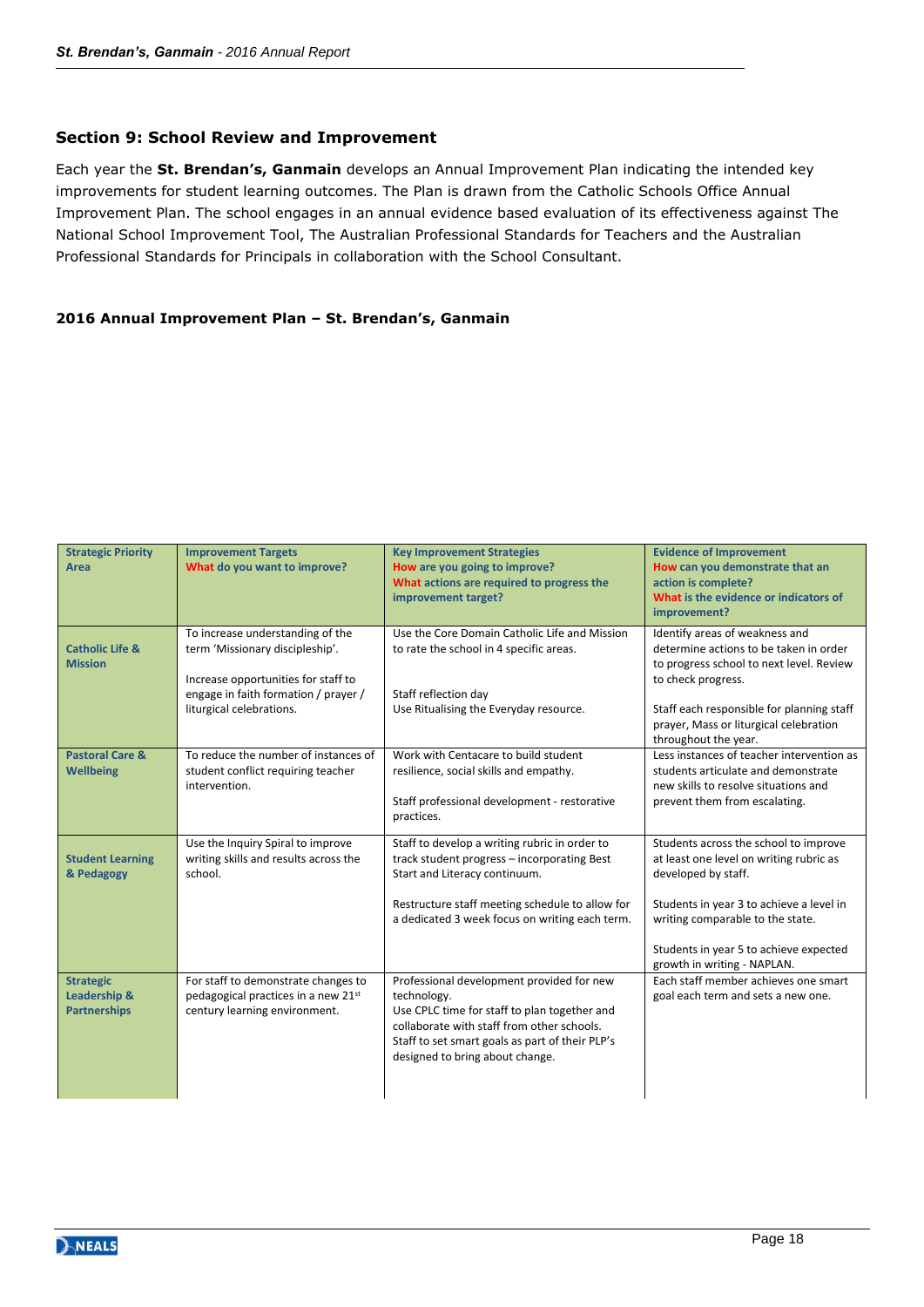## Section 9: School Review and Improvement

Each year the **St. Brendan's, Ganmain** develops an Annual Improvement Plan indicating the intended key improvements for student learning outcomes. The Plan is drawn from the Catholic Schools Office Annual Improvement Plan. The school engages in an annual evidence based evaluation of its effectiveness against The National School Improvement Tool, The Australian Professional Standards for Teachers and the Australian Professional Standards for Principals in collaboration with the School Consultant.

### 2016 Annual Improvement Plan – St. Brendan's, Ganmain

| Strategic Priority Area | Improvement Targets<br>What do you want to improve? | Key Improvement Strategies<br>How are you going to improve?<br>What actions are required to progress the improvement target? | Evidence of Improvement<br>How can you demonstrate that an action is complete?<br>What is the evidence or indicators of improvement? |
|---|---|---|---|
| Catholic Life & Mission | To increase understanding of the term 'Missionary discipleship'.<br><br>Increase opportunities for staff to engage in faith formation / prayer / liturgical celebrations. | Use the Core Domain Catholic Life and Mission to rate the school in 4 specific areas.<br><br>Staff reflection day<br>Use Ritualising the Everyday resource. | Identify areas of weakness and determine actions to be taken in order to progress school to next level. Review to check progress.<br><br>Staff each responsible for planning staff prayer, Mass or liturgical celebration throughout the year. |
| Pastoral Care & Wellbeing | To reduce the number of instances of student conflict requiring teacher intervention. | Work with Centacare to build student resilience, social skills and empathy.<br><br>Staff professional development - restorative practices. | Less instances of teacher intervention as students articulate and demonstrate new skills to resolve situations and prevent them from escalating. |
| Student Learning & Pedagogy | Use the Inquiry Spiral to improve writing skills and results across the school. | Staff to develop a writing rubric in order to track student progress – incorporating Best Start and Literacy continuum.<br><br>Restructure staff meeting schedule to allow for a dedicated 3 week focus on writing each term. | Students across the school to improve at least one level on writing rubric as developed by staff.<br><br>Students in year 3 to achieve a level in writing comparable to the state.<br><br>Students in year 5 to achieve expected growth in writing - NAPLAN. |
| Strategic Leadership & Partnerships | For staff to demonstrate changes to pedagogical practices in a new 21st century learning environment. | Professional development provided for new technology.<br>Use CPLC time for staff to plan together and collaborate with staff from other schools.<br>Staff to set smart goals as part of their PLP's designed to bring about change. | Each staff member achieves one smart goal each term and sets a new one. |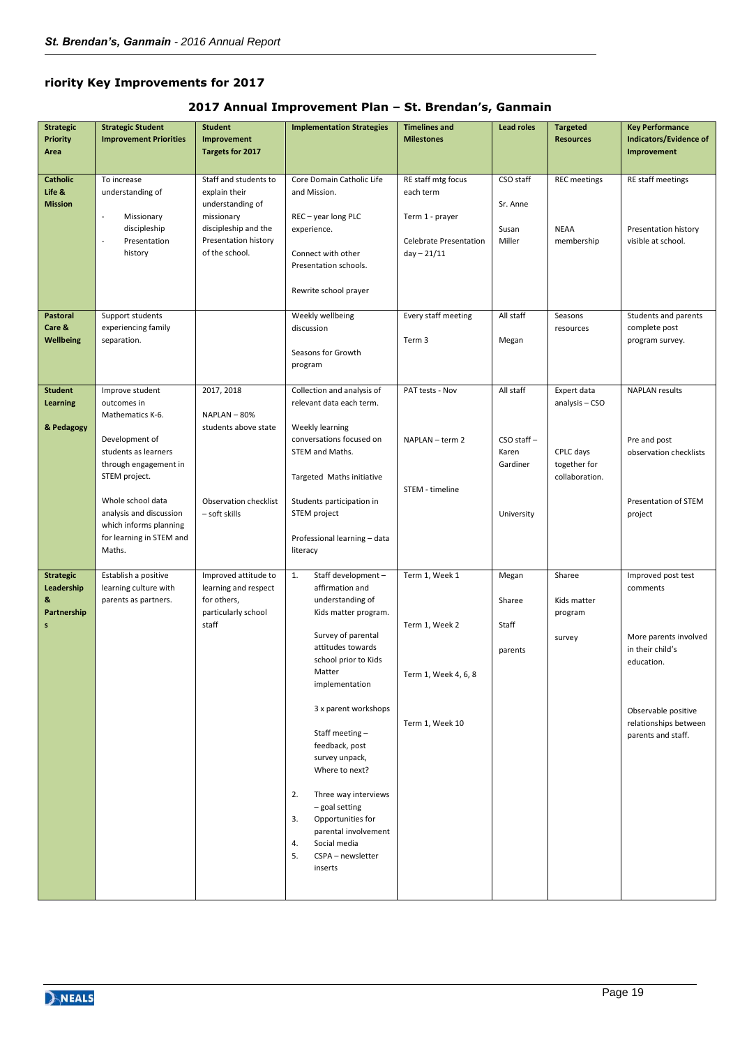## riority Key Improvements for 2017

### 2017 Annual Improvement Plan – St. Brendan's, Ganmain

| Strategic Priority Area | Strategic Student Improvement Priorities | Student Improvement Targets for 2017 | Implementation Strategies | Timelines and Milestones | Lead roles | Targeted Resources | Key Performance Indicators/Evidence of Improvement |
|---|---|---|---|---|---|---|---|
| **Catholic Life & Mission** | To increase understanding of<br>- Missionary discipleship<br>- Presentation history | Staff and students to explain their understanding of missionary discipleship and the Presentation history of the school. | Core Domain Catholic Life and Mission.<br><br>REC – year long PLC experience.<br><br>Connect with other Presentation schools.<br><br>Rewrite school prayer | RE staff mtg focus each term<br><br>Term 1 - prayer<br><br>Celebrate Presentation day – 21/11 | CSO staff<br><br>Sr. Anne<br><br>Susan Miller | REC meetings<br><br>NEAA membership | RE staff meetings<br><br>Presentation history visible at school. |
| **Pastoral Care & Wellbeing** | Support students experiencing family separation. | | Weekly wellbeing discussion<br><br>Seasons for Growth program | Every staff meeting<br><br>Term 3 | All staff<br><br>Megan | Seasons resources | Students and parents complete post program survey. |
| **Student Learning & Pedagogy** | Improve student outcomes in Mathematics K-6.<br><br>Development of students as learners through engagement in STEM project.<br><br>Whole school data analysis and discussion which informs planning for learning in STEM and Maths. | 2017, 2018<br><br>NAPLAN – 80% students above state<br><br>Observation checklist – soft skills | Collection and analysis of relevant data each term.<br><br>Weekly learning conversations focused on STEM and Maths.<br><br>Targeted Maths initiative<br><br>Students participation in STEM project<br><br>Professional learning – data literacy | PAT tests - Nov<br><br>NAPLAN – term 2<br><br>STEM - timeline | All staff<br><br>CSO staff – Karen Gardiner<br><br>University | Expert data analysis – CSO<br><br>CPLC days together for collaboration. | NAPLAN results<br><br>Pre and post observation checklists<br><br>Presentation of STEM project |
| **Strategic Leadership & Partnerships** | Establish a positive learning culture with parents as partners. | Improved attitude to learning and respect for others, particularly school staff | 1. Staff development – affirmation and understanding of Kids matter program.<br><br>Survey of parental attitudes towards school prior to Kids Matter implementation<br><br>3 x parent workshops<br><br>Staff meeting – feedback, post survey unpack, Where to next?<br><br>2. Three way interviews – goal setting<br>3. Opportunities for parental involvement<br>4. Social media<br>5. CSPA – newsletter inserts | Term 1, Week 1<br><br>Term 1, Week 2<br><br>Term 1, Week 4, 6, 8<br><br>Term 1, Week 10 | Megan<br><br>Sharee<br><br>Staff<br><br>parents | Sharee<br><br>Kids matter program<br><br>survey | Improved post test comments<br><br>More parents involved in their child's education.<br><br>Observable positive relationships between parents and staff. |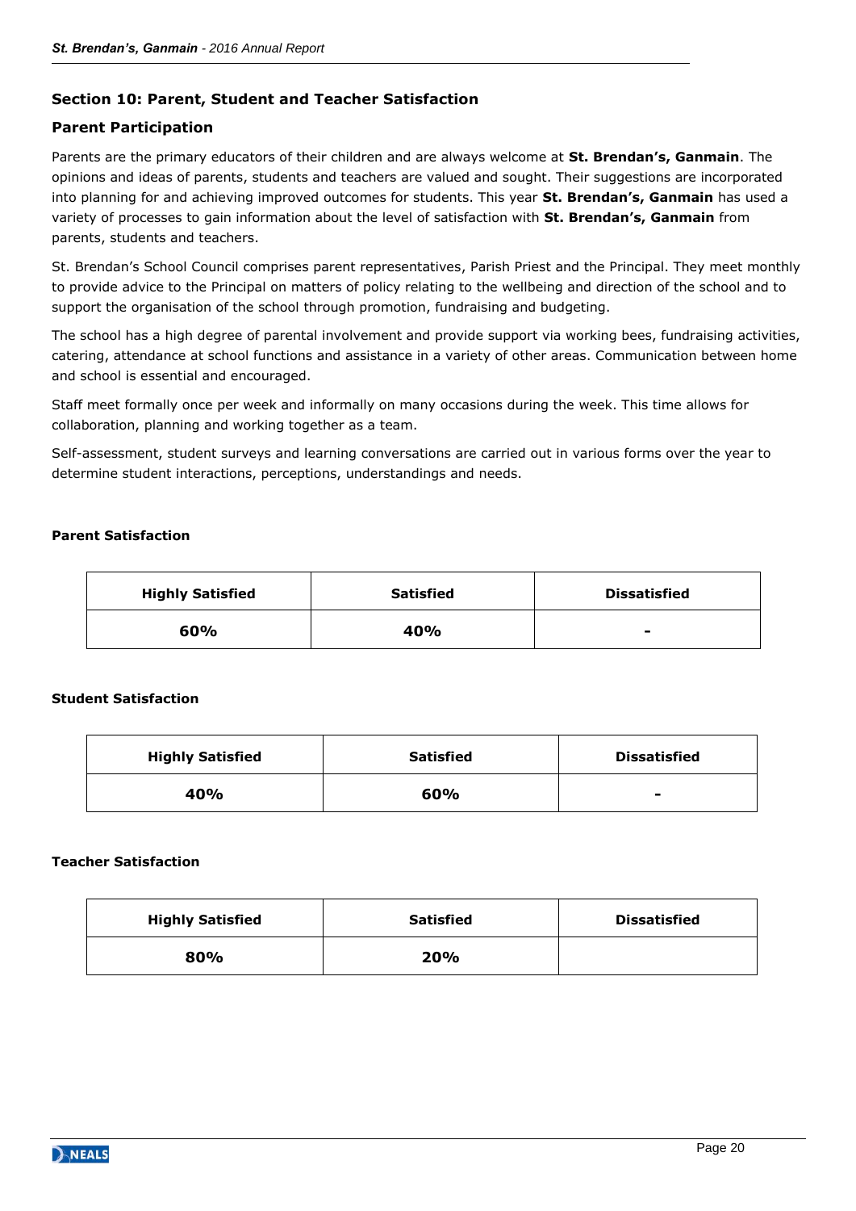## Section 10: Parent, Student and Teacher Satisfaction

### Parent Participation

Parents are the primary educators of their children and are always welcome at **St. Brendan's, Ganmain**. The opinions and ideas of parents, students and teachers are valued and sought. Their suggestions are incorporated into planning for and achieving improved outcomes for students. This year **St. Brendan's, Ganmain** has used a variety of processes to gain information about the level of satisfaction with **St. Brendan's, Ganmain** from parents, students and teachers.

St. Brendan's School Council comprises parent representatives, Parish Priest and the Principal. They meet monthly to provide advice to the Principal on matters of policy relating to the wellbeing and direction of the school and to support the organisation of the school through promotion, fundraising and budgeting.

The school has a high degree of parental involvement and provide support via working bees, fundraising activities, catering, attendance at school functions and assistance in a variety of other areas. Communication between home and school is essential and encouraged.

Staff meet formally once per week and informally on many occasions during the week. This time allows for collaboration, planning and working together as a team.

Self-assessment, student surveys and learning conversations are carried out in various forms over the year to determine student interactions, perceptions, understandings and needs.

**Parent Satisfaction**

| Highly Satisfied | Satisfied | Dissatisfied |
|---|---|---|
| **60%** | **40%** | - |

**Student Satisfaction**

| Highly Satisfied | Satisfied | Dissatisfied |
|---|---|---|
| **40%** | **60%** | - |

**Teacher Satisfaction**

| Highly Satisfied | Satisfied | Dissatisfied |
|---|---|---|
| **80%** | **20%** | |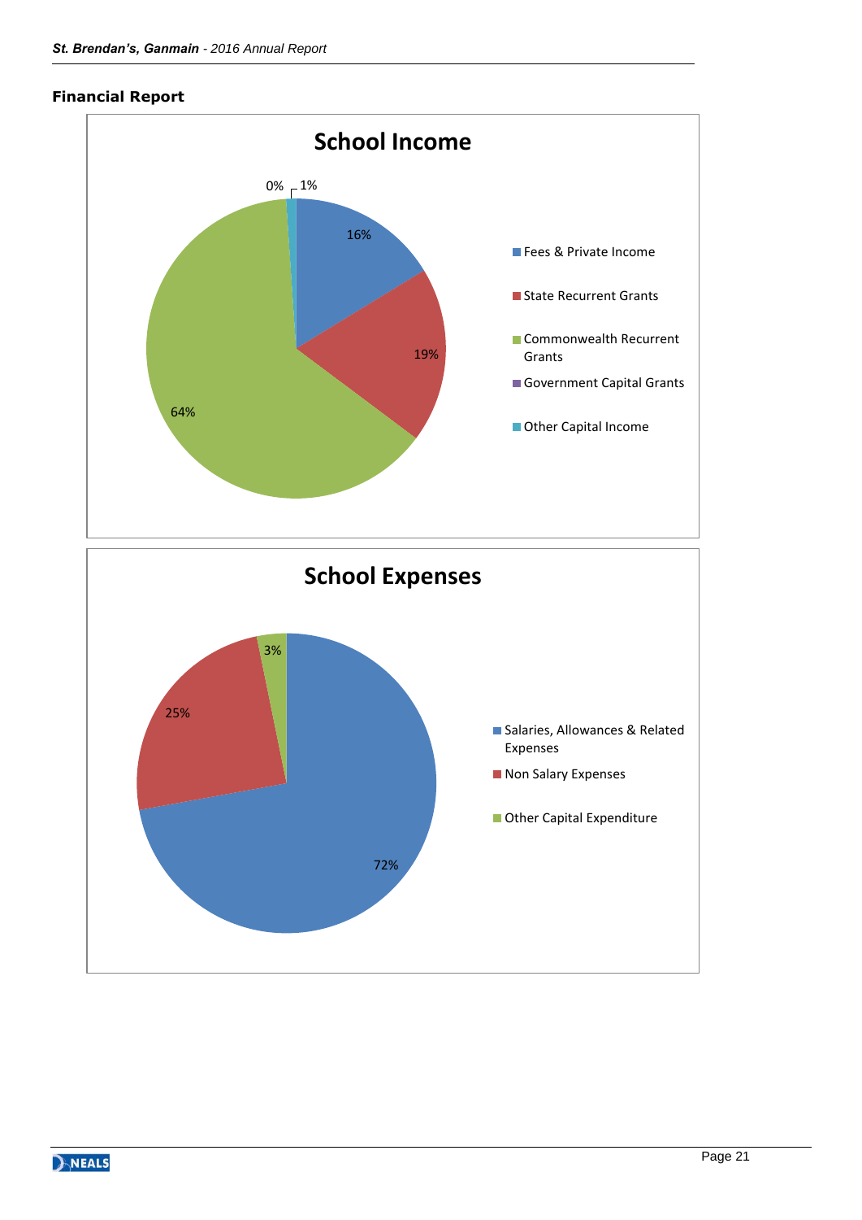## Financial Report

**School Income**

0%
1%
16%
19%
64%

Fees & Private Income
State Recurrent Grants
Commonwealth Recurrent Grants
Government Capital Grants
Other Capital Income

**School Expenses**

3%
25%
72%

Salaries, Allowances & Related Expenses
Non Salary Expenses
Other Capital Expenditure